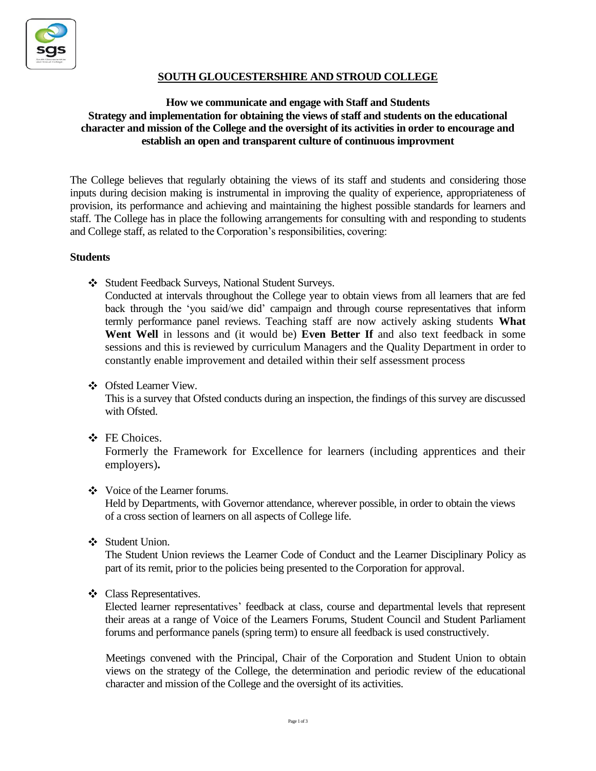# SOUTH GLOUCESTERSHIRE AND STROUD COLLEGE

## How we communicate and engage with Staff and Students
## Strategy and implementation for obtaining the views of staff and students on the educational character and mission of the College and the oversight of its activities in order to encourage and establish an open and transparent culture of continuous improvment

The College believes that regularly obtaining the views of its staff and students and considering those inputs during decision making is instrumental in improving the quality of experience, appropriateness of provision, its performance and achieving and maintaining the highest possible standards for learners and staff. The College has in place the following arrangements for consulting with and responding to students and College staff, as related to the Corporation's responsibilities, covering:

**Students**

- Student Feedback Surveys, National Student Surveys.
  Conducted at intervals throughout the College year to obtain views from all learners that are fed back through the 'you said/we did' campaign and through course representatives that inform termly performance panel reviews. Teaching staff are now actively asking students **What Went Well** in lessons and (it would be) **Even Better If** and also text feedback in some sessions and this is reviewed by curriculum Managers and the Quality Department in order to constantly enable improvement and detailed within their self assessment process

- Ofsted Learner View.
  This is a survey that Ofsted conducts during an inspection, the findings of this survey are discussed with Ofsted.

- FE Choices.
  Formerly the Framework for Excellence for learners (including apprentices and their employers)**.**

- Voice of the Learner forums.
  Held by Departments, with Governor attendance, wherever possible, in order to obtain the views of a cross section of learners on all aspects of College life.

- Student Union.
  The Student Union reviews the Learner Code of Conduct and the Learner Disciplinary Policy as part of its remit, prior to the policies being presented to the Corporation for approval.

- Class Representatives.
  Elected learner representatives' feedback at class, course and departmental levels that represent their areas at a range of Voice of the Learners Forums, Student Council and Student Parliament forums and performance panels (spring term) to ensure all feedback is used constructively.

  Meetings convened with the Principal, Chair of the Corporation and Student Union to obtain views on the strategy of the College, the determination and periodic review of the educational character and mission of the College and the oversight of its activities.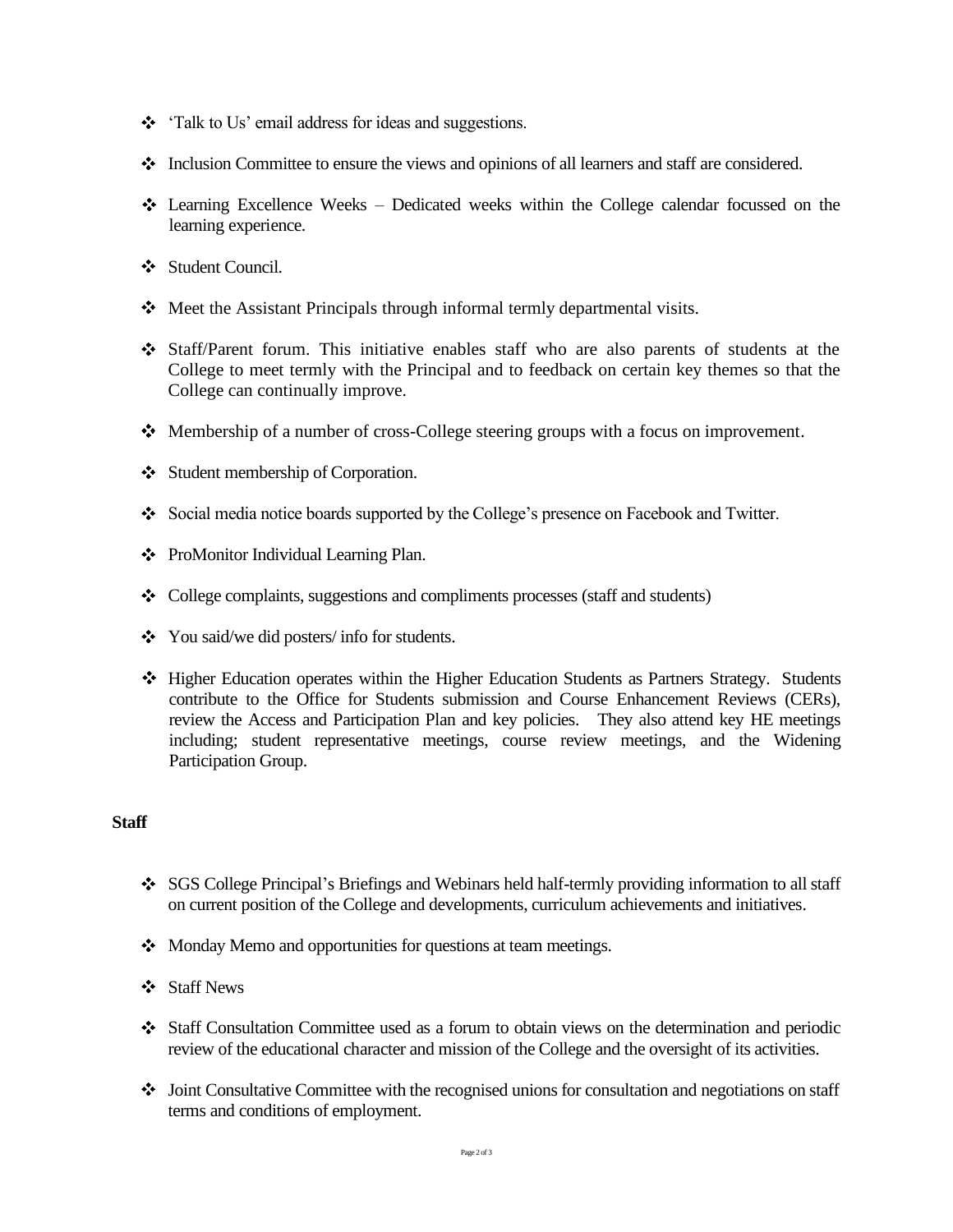- 'Talk to Us' email address for ideas and suggestions.
- Inclusion Committee to ensure the views and opinions of all learners and staff are considered.
- Learning Excellence Weeks – Dedicated weeks within the College calendar focussed on the learning experience.
- Student Council.
- Meet the Assistant Principals through informal termly departmental visits.
- Staff/Parent forum. This initiative enables staff who are also parents of students at the College to meet termly with the Principal and to feedback on certain key themes so that the College can continually improve.
- Membership of a number of cross-College steering groups with a focus on improvement.
- Student membership of Corporation.
- Social media notice boards supported by the College's presence on Facebook and Twitter.
- ProMonitor Individual Learning Plan.
- College complaints, suggestions and compliments processes (staff and students)
- You said/we did posters/ info for students.
- Higher Education operates within the Higher Education Students as Partners Strategy. Students contribute to the Office for Students submission and Course Enhancement Reviews (CERs), review the Access and Participation Plan and key policies. They also attend key HE meetings including; student representative meetings, course review meetings, and the Widening Participation Group.

**Staff**

- SGS College Principal's Briefings and Webinars held half-termly providing information to all staff on current position of the College and developments, curriculum achievements and initiatives.
- Monday Memo and opportunities for questions at team meetings.
- Staff News
- Staff Consultation Committee used as a forum to obtain views on the determination and periodic review of the educational character and mission of the College and the oversight of its activities.
- Joint Consultative Committee with the recognised unions for consultation and negotiations on staff terms and conditions of employment.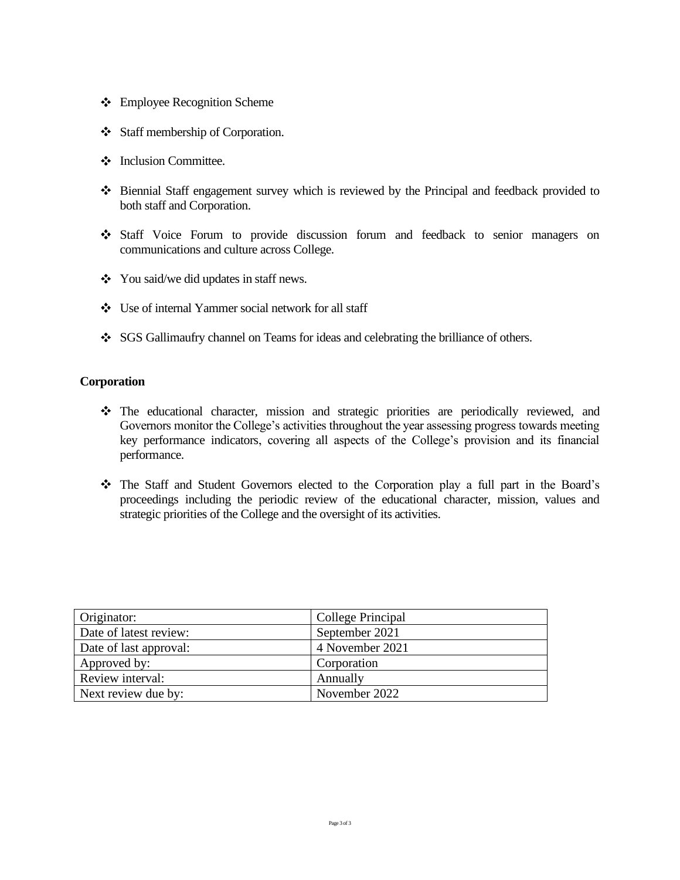- Employee Recognition Scheme
- Staff membership of Corporation.
- Inclusion Committee.
- Biennial Staff engagement survey which is reviewed by the Principal and feedback provided to both staff and Corporation.
- Staff Voice Forum to provide discussion forum and feedback to senior managers on communications and culture across College.
- You said/we did updates in staff news.
- Use of internal Yammer social network for all staff
- SGS Gallimaufry channel on Teams for ideas and celebrating the brilliance of others.

**Corporation**

- The educational character, mission and strategic priorities are periodically reviewed, and Governors monitor the College's activities throughout the year assessing progress towards meeting key performance indicators, covering all aspects of the College's provision and its financial performance.
- The Staff and Student Governors elected to the Corporation play a full part in the Board's proceedings including the periodic review of the educational character, mission, values and strategic priorities of the College and the oversight of its activities.

| | |
|---|---|
| Originator: | College Principal |
| Date of latest review: | September 2021 |
| Date of last approval: | 4 November 2021 |
| Approved by: | Corporation |
| Review interval: | Annually |
| Next review due by: | November 2022 |